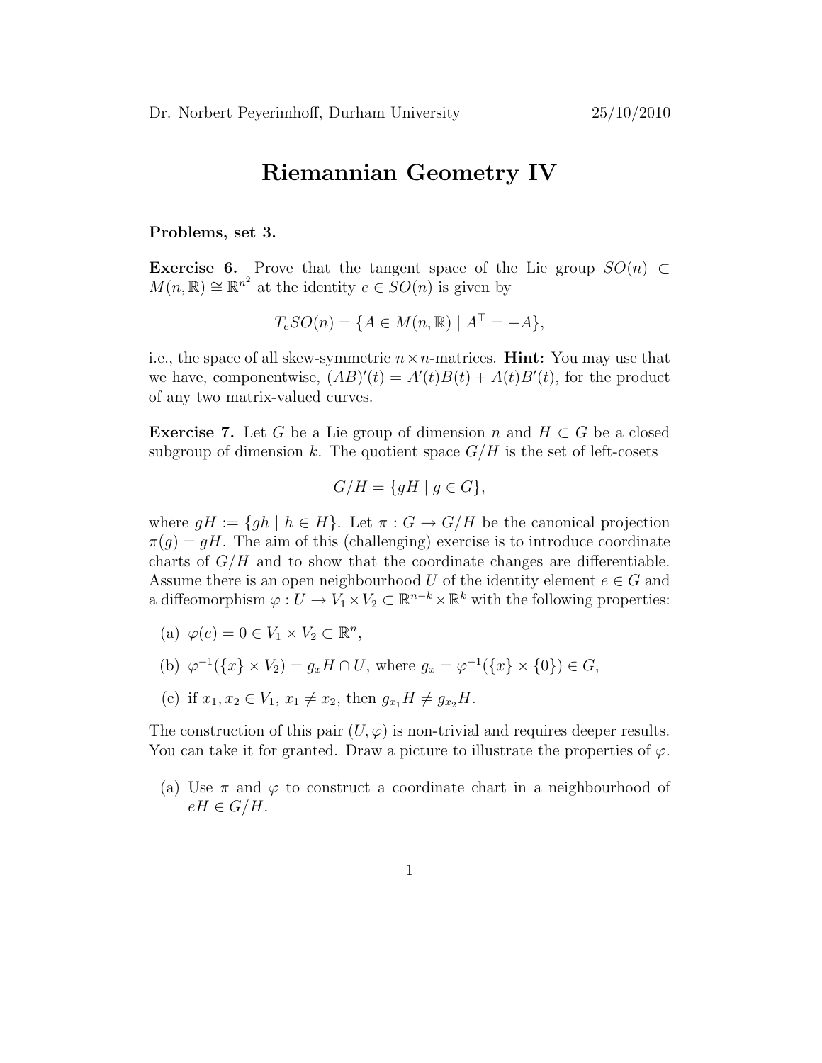Dr. Norbert Peyerimhoff, Durham University 25/10/2010

# Riemannian Geometry IV

**Problems, set 3.**

**Exercise 6.** Prove that the tangent space of the Lie group $SO(n) \subset M(n, \mathbb{R}) \cong \mathbb{R}^{n^2}$ at the identity $e \in SO(n)$ is given by

$$T_e SO(n) = \{A \in M(n, \mathbb{R}) \mid A^\top = -A\},$$

i.e., the space of all skew-symmetric $n \times n$-matrices. **Hint:** You may use that we have, componentwise, $(AB)'(t) = A'(t)B(t) + A(t)B'(t)$, for the product of any two matrix-valued curves.

**Exercise 7.** Let $G$ be a Lie group of dimension $n$ and $H \subset G$ be a closed subgroup of dimension $k$. The quotient space $G/H$ is the set of left-cosets

$$G/H = \{gH \mid g \in G\},$$

where $gH := \{gh \mid h \in H\}$. Let $\pi : G \to G/H$ be the canonical projection $\pi(g) = gH$. The aim of this (challenging) exercise is to introduce coordinate charts of $G/H$ and to show that the coordinate changes are differentiable. Assume there is an open neighbourhood $U$ of the identity element $e \in G$ and a diffeomorphism $\varphi : U \to V_1 \times V_2 \subset \mathbb{R}^{n-k} \times \mathbb{R}^k$ with the following properties:

(a) $\varphi(e) = 0 \in V_1 \times V_2 \subset \mathbb{R}^n$,

(b) $\varphi^{-1}(\{x\} \times V_2) = g_x H \cap U$, where $g_x = \varphi^{-1}(\{x\} \times \{0\}) \in G$,

(c) if $x_1, x_2 \in V_1$, $x_1 \neq x_2$, then $g_{x_1} H \neq g_{x_2} H$.

The construction of this pair $(U, \varphi)$ is non-trivial and requires deeper results. You can take it for granted. Draw a picture to illustrate the properties of $\varphi$.

(a) Use $\pi$ and $\varphi$ to construct a coordinate chart in a neighbourhood of $eH \in G/H$.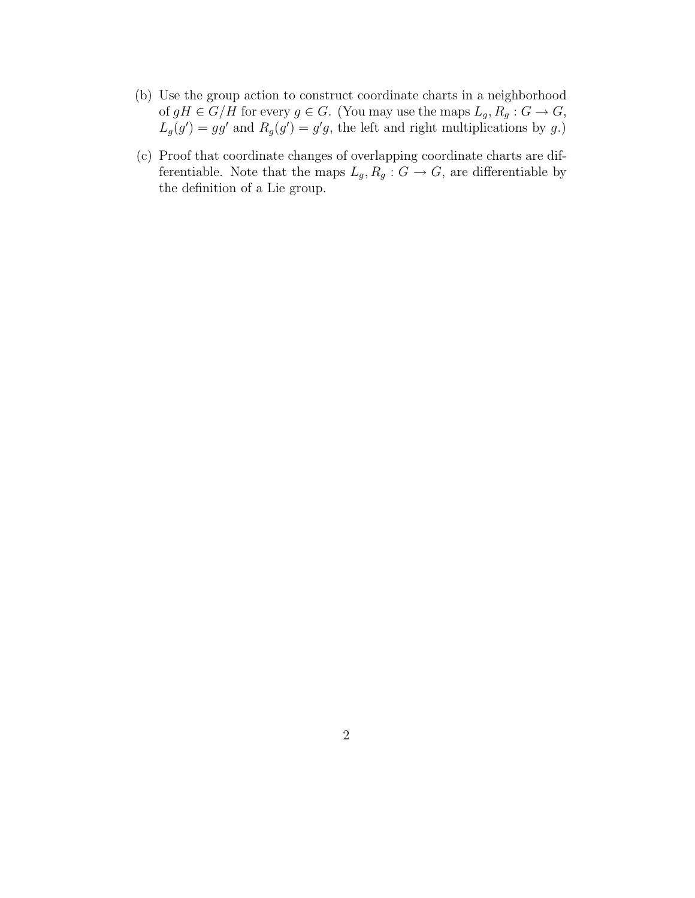(b) Use the group action to construct coordinate charts in a neighborhood of $gH \in G/H$ for every $g \in G$. (You may use the maps $L_g, R_g : G \to G$, $L_g(g') = gg'$ and $R_g(g') = g'g$, the left and right multiplications by $g$.)

(c) Proof that coordinate changes of overlapping coordinate charts are differentiable. Note that the maps $L_g, R_g : G \to G$, are differentiable by the definition of a Lie group.